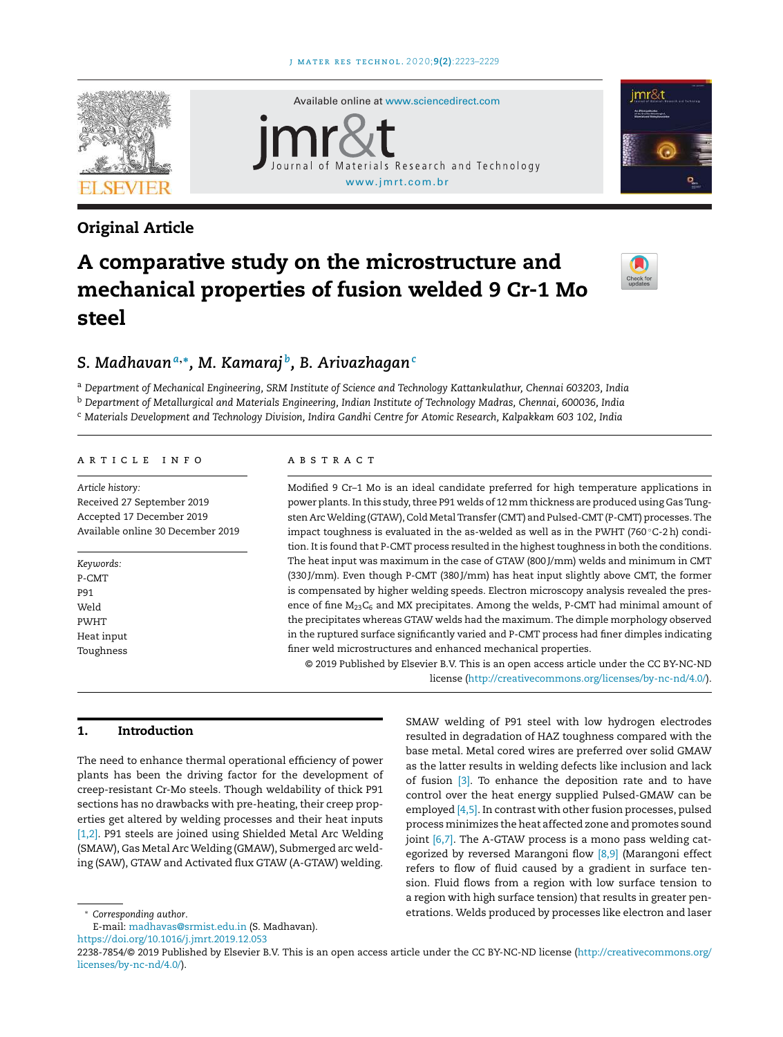Original Article

# A comparative study on the microstructure and mechanical properties of fusion welded 9 Cr-1 Mo steel

**S. Madhavan**[a,*], **M. Kamaraj**[b], **B. Arivazhagan**[c]

[a] Department of Mechanical Engineering, SRM Institute of Science and Technology Kattankulathur, Chennai 603203, India
[b] Department of Metallurgical and Materials Engineering, Indian Institute of Technology Madras, Chennai, 600036, India
[c] Materials Development and Technology Division, Indira Gandhi Centre for Atomic Research, Kalpakkam 603 102, India

## ARTICLE INFO

*Article history:*
Received 27 September 2019
Accepted 17 December 2019
Available online 30 December 2019

*Keywords:*
P-CMT
P91
Weld
PWHT
Heat input
Toughness

## ABSTRACT

Modified 9 Cr–1 Mo is an ideal candidate preferred for high temperature applications in power plants. In this study, three P91 welds of 12 mm thickness are produced using Gas Tungsten Arc Welding (GTAW), Cold Metal Transfer (CMT) and Pulsed-CMT (P-CMT) processes. The impact toughness is evaluated in the as-welded as well as in the PWHT (760 °C-2 h) condition. It is found that P-CMT process resulted in the highest toughness in both the conditions. The heat input was maximum in the case of GTAW (800 J/mm) welds and minimum in CMT (330 J/mm). Even though P-CMT (380 J/mm) has heat input slightly above CMT, the former is compensated by higher welding speeds. Electron microscopy analysis revealed the presence of fine $M_{23}C_6$ and MX precipitates. Among the welds, P-CMT had minimal amount of the precipitates whereas GTAW welds had the maximum. The dimple morphology observed in the ruptured surface significantly varied and P-CMT process had finer dimples indicating finer weld microstructures and enhanced mechanical properties.

© 2019 Published by Elsevier B.V. This is an open access article under the CC BY-NC-ND license (http://creativecommons.org/licenses/by-nc-nd/4.0/).

## 1. Introduction

The need to enhance thermal operational efficiency of power plants has been the driving factor for the development of creep-resistant Cr-Mo steels. Though weldability of thick P91 sections has no drawbacks with pre-heating, their creep properties get altered by welding processes and their heat inputs [1,2]. P91 steels are joined using Shielded Metal Arc Welding (SMAW), Gas Metal Arc Welding (GMAW), Submerged arc welding (SAW), GTAW and Activated flux GTAW (A-GTAW) welding. SMAW welding of P91 steel with low hydrogen electrodes resulted in degradation of HAZ toughness compared with the base metal. Metal cored wires are preferred over solid GMAW as the latter results in welding defects like inclusion and lack of fusion [3]. To enhance the deposition rate and to have control over the heat energy supplied Pulsed-GMAW can be employed [4,5]. In contrast with other fusion processes, pulsed process minimizes the heat affected zone and promotes sound joint [6,7]. The A-GTAW process is a mono pass welding categorized by reversed Marangoni flow [8,9] (Marangoni effect refers to flow of fluid caused by a gradient in surface tension. Fluid flows from a region with low surface tension to a region with high surface tension) that results in greater penetrations. Welds produced by processes like electron and laser

\* Corresponding author.
E-mail: madhavas@srmist.edu.in (S. Madhavan).
https://doi.org/10.1016/j.jmrt.2019.12.053
2238-7854/© 2019 Published by Elsevier B.V. This is an open access article under the CC BY-NC-ND license (http://creativecommons.org/licenses/by-nc-nd/4.0/).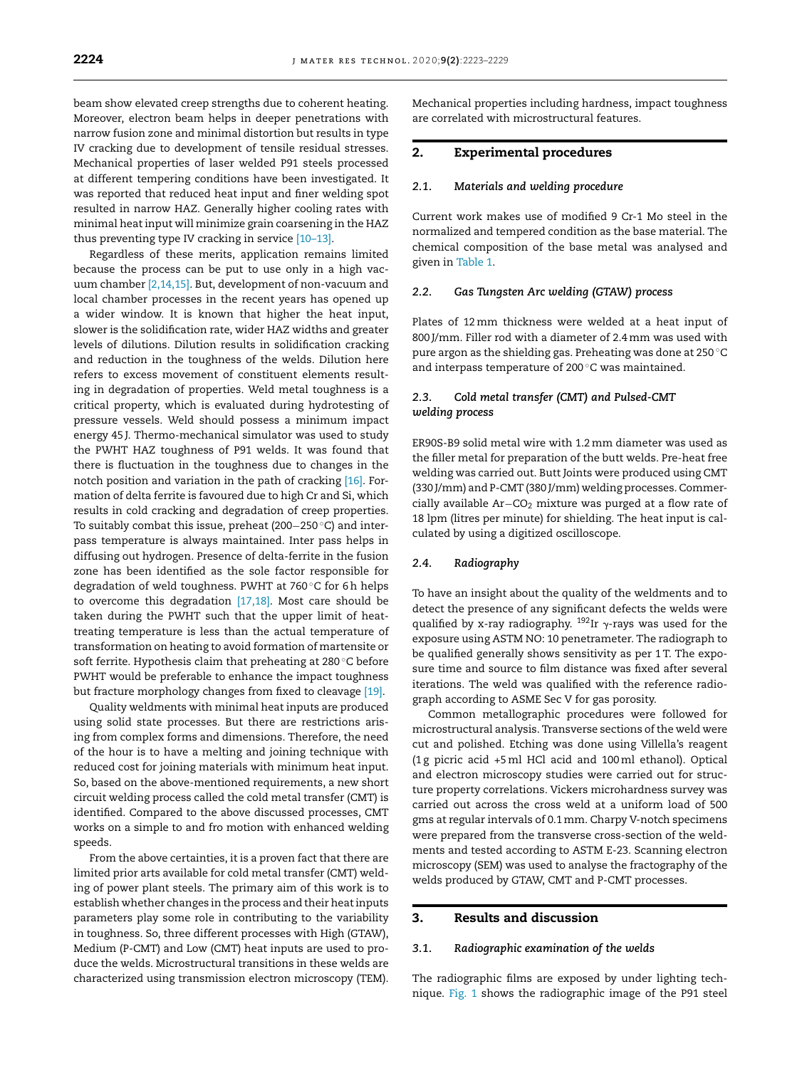beam show elevated creep strengths due to coherent heating. Moreover, electron beam helps in deeper penetrations with narrow fusion zone and minimal distortion but results in type IV cracking due to development of tensile residual stresses. Mechanical properties of laser welded P91 steels processed at different tempering conditions have been investigated. It was reported that reduced heat input and finer welding spot resulted in narrow HAZ. Generally higher cooling rates with minimal heat input will minimize grain coarsening in the HAZ thus preventing type IV cracking in service [10–13].

Regardless of these merits, application remains limited because the process can be put to use only in a high vacuum chamber [2,14,15]. But, development of non-vacuum and local chamber processes in the recent years has opened up a wider window. It is known that higher the heat input, slower is the solidification rate, wider HAZ widths and greater levels of dilutions. Dilution results in solidification cracking and reduction in the toughness of the welds. Dilution here refers to excess movement of constituent elements resulting in degradation of properties. Weld metal toughness is a critical property, which is evaluated during hydrotesting of pressure vessels. Weld should possess a minimum impact energy 45 J. Thermo-mechanical simulator was used to study the PWHT HAZ toughness of P91 welds. It was found that there is fluctuation in the toughness due to changes in the notch position and variation in the path of cracking [16]. Formation of delta ferrite is favoured due to high Cr and Si, which results in cold cracking and degradation of creep properties. To suitably combat this issue, preheat (200–250 °C) and interpass temperature is always maintained. Inter pass helps in diffusing out hydrogen. Presence of delta-ferrite in the fusion zone has been identified as the sole factor responsible for degradation of weld toughness. PWHT at 760 °C for 6 h helps to overcome this degradation [17,18]. Most care should be taken during the PWHT such that the upper limit of heat-treating temperature is less than the actual temperature of transformation on heating to avoid formation of martensite or soft ferrite. Hypothesis claim that preheating at 280 °C before PWHT would be preferable to enhance the impact toughness but fracture morphology changes from fixed to cleavage [19].

Quality weldments with minimal heat inputs are produced using solid state processes. But there are restrictions arising from complex forms and dimensions. Therefore, the need of the hour is to have a melting and joining technique with reduced cost for joining materials with minimum heat input. So, based on the above-mentioned requirements, a new short circuit welding process called the cold metal transfer (CMT) is identified. Compared to the above discussed processes, CMT works on a simple to and fro motion with enhanced welding speeds.

From the above certainties, it is a proven fact that there are limited prior arts available for cold metal transfer (CMT) welding of power plant steels. The primary aim of this work is to establish whether changes in the process and their heat inputs parameters play some role in contributing to the variability in toughness. So, three different processes with High (GTAW), Medium (P-CMT) and Low (CMT) heat inputs are used to produce the welds. Microstructural transitions in these welds are characterized using transmission electron microscopy (TEM). Mechanical properties including hardness, impact toughness are correlated with microstructural features.

## 2. Experimental procedures

### 2.1. Materials and welding procedure

Current work makes use of modified 9 Cr-1 Mo steel in the normalized and tempered condition as the base material. The chemical composition of the base metal was analysed and given in Table 1.

### 2.2. Gas Tungsten Arc welding (GTAW) process

Plates of 12 mm thickness were welded at a heat input of 800 J/mm. Filler rod with a diameter of 2.4 mm was used with pure argon as the shielding gas. Preheating was done at 250 °C and interpass temperature of 200 °C was maintained.

### 2.3. Cold metal transfer (CMT) and Pulsed-CMT welding process

ER90S-B9 solid metal wire with 1.2 mm diameter was used as the filler metal for preparation of the butt welds. Pre-heat free welding was carried out. Butt Joints were produced using CMT (330 J/mm) and P-CMT (380 J/mm) welding processes. Commercially available $Ar-CO_2$ mixture was purged at a flow rate of 18 lpm (litres per minute) for shielding. The heat input is calculated by using a digitized oscilloscope.

### 2.4. Radiography

To have an insight about the quality of the weldments and to detect the presence of any significant defects the welds were qualified by x-ray radiography. $^{192}$Ir $\gamma$-rays was used for the exposure using ASTM NO: 10 penetrameter. The radiograph to be qualified generally shows sensitivity as per 1 T. The exposure time and source to film distance was fixed after several iterations. The weld was qualified with the reference radiograph according to ASME Sec V for gas porosity.

Common metallographic procedures were followed for microstructural analysis. Transverse sections of the weld were cut and polished. Etching was done using Villella's reagent (1 g picric acid +5 ml HCl acid and 100 ml ethanol). Optical and electron microscopy studies were carried out for structure property correlations. Vickers microhardness survey was carried out across the cross weld at a uniform load of 500 gms at regular intervals of 0.1 mm. Charpy V-notch specimens were prepared from the transverse cross-section of the weldments and tested according to ASTM E-23. Scanning electron microscopy (SEM) was used to analyse the fractography of the welds produced by GTAW, CMT and P-CMT processes.

## 3. Results and discussion

### 3.1. Radiographic examination of the welds

The radiographic films are exposed by under lighting technique. Fig. 1 shows the radiographic image of the P91 steel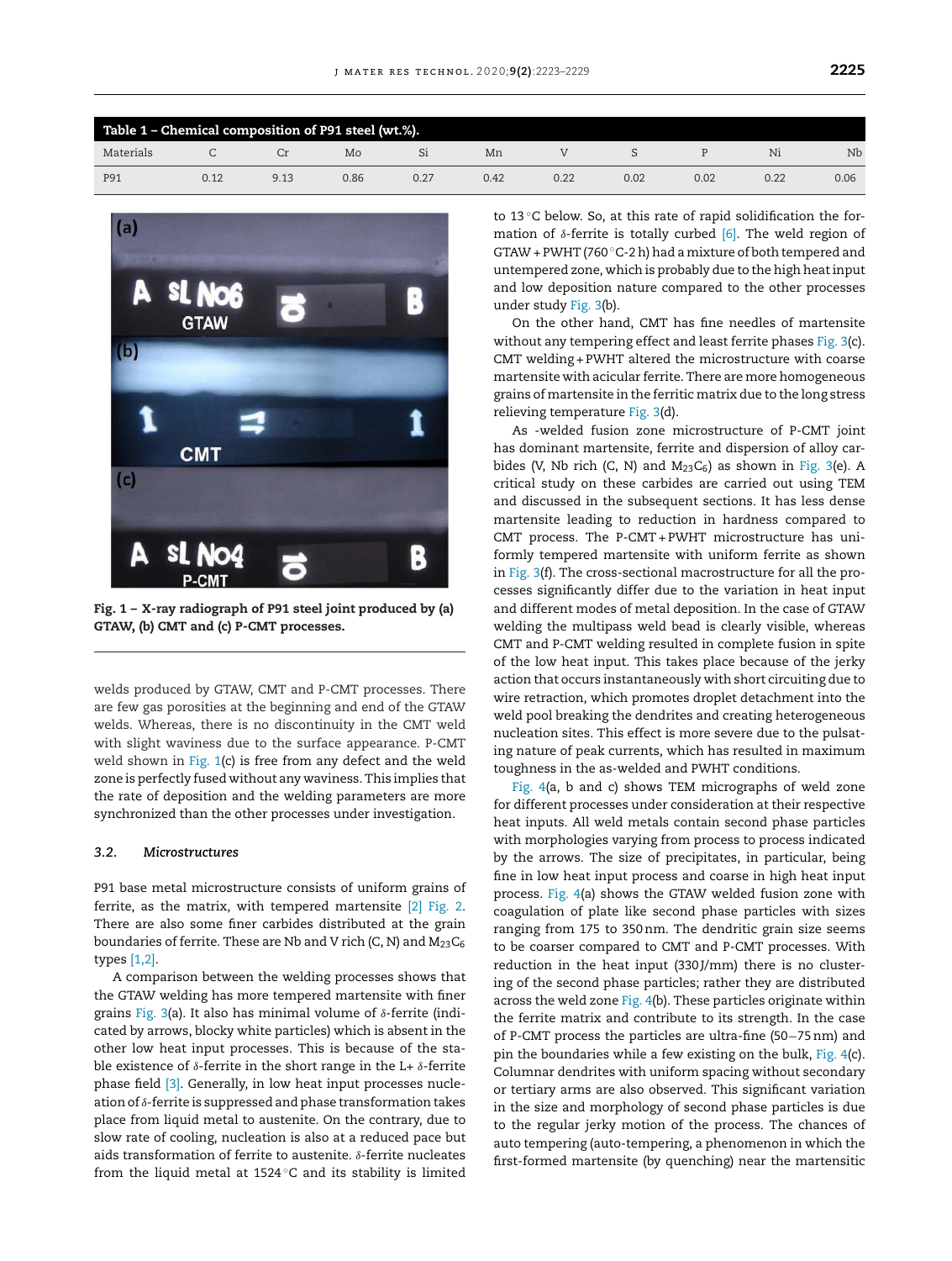**Table 1 – Chemical composition of P91 steel (wt.%).**

| Materials | C | Cr | Mo | Si | Mn | V | S | P | Ni | Nb |
|---|---|---|---|---|---|---|---|---|---|---|
| P91 | 0.12 | 9.13 | 0.86 | 0.27 | 0.42 | 0.22 | 0.02 | 0.02 | 0.22 | 0.06 |

**Fig. 1 – X-ray radiograph of P91 steel joint produced by (a) GTAW, (b) CMT and (c) P-CMT processes.**

welds produced by GTAW, CMT and P-CMT processes. There are few gas porosities at the beginning and end of the GTAW welds. Whereas, there is no discontinuity in the CMT weld with slight waviness due to the surface appearance. P-CMT weld shown in Fig. 1(c) is free from any defect and the weld zone is perfectly fused without any waviness. This implies that the rate of deposition and the welding parameters are more synchronized than the other processes under investigation.

### 3.2. Microstructures

P91 base metal microstructure consists of uniform grains of ferrite, as the matrix, with tempered martensite [2] Fig. 2. There are also some finer carbides distributed at the grain boundaries of ferrite. These are Nb and V rich (C, N) and $M_{23}C_6$ types [1,2].

A comparison between the welding processes shows that the GTAW welding has more tempered martensite with finer grains Fig. 3(a). It also has minimal volume of $\delta$-ferrite (indicated by arrows, blocky white particles) which is absent in the other low heat input processes. This is because of the stable existence of $\delta$-ferrite in the short range in the L+ $\delta$-ferrite phase field [3]. Generally, in low heat input processes nucleation of $\delta$-ferrite is suppressed and phase transformation takes place from liquid metal to austenite. On the contrary, due to slow rate of cooling, nucleation is also at a reduced pace but aids transformation of ferrite to austenite. $\delta$-ferrite nucleates from the liquid metal at 1524 °C and its stability is limited to 13 °C below. So, at this rate of rapid solidification the formation of $\delta$-ferrite is totally curbed [6]. The weld region of GTAW + PWHT (760 °C-2 h) had a mixture of both tempered and untempered zone, which is probably due to the high heat input and low deposition nature compared to the other processes under study Fig. 3(b).

On the other hand, CMT has fine needles of martensite without any tempering effect and least ferrite phases Fig. 3(c). CMT welding + PWHT altered the microstructure with coarse martensite with acicular ferrite. There are more homogeneous grains of martensite in the ferritic matrix due to the long stress relieving temperature Fig. 3(d).

As -welded fusion zone microstructure of P-CMT joint has dominant martensite, ferrite and dispersion of alloy carbides (V, Nb rich (C, N) and $M_{23}C_6$) as shown in Fig. 3(e). A critical study on these carbides are carried out using TEM and discussed in the subsequent sections. It has less dense martensite leading to reduction in hardness compared to CMT process. The P-CMT + PWHT microstructure has uniformly tempered martensite with uniform ferrite as shown in Fig. 3(f). The cross-sectional macrostructure for all the processes significantly differ due to the variation in heat input and different modes of metal deposition. In the case of GTAW welding the multipass weld bead is clearly visible, whereas CMT and P-CMT welding resulted in complete fusion in spite of the low heat input. This takes place because of the jerky action that occurs instantaneously with short circuiting due to wire retraction, which promotes droplet detachment into the weld pool breaking the dendrites and creating heterogeneous nucleation sites. This effect is more severe due to the pulsating nature of peak currents, which has resulted in maximum toughness in the as-welded and PWHT conditions.

Fig. 4(a, b and c) shows TEM micrographs of weld zone for different processes under consideration at their respective heat inputs. All weld metals contain second phase particles with morphologies varying from process to process indicated by the arrows. The size of precipitates, in particular, being fine in low heat input process and coarse in high heat input process. Fig. 4(a) shows the GTAW welded fusion zone with coagulation of plate like second phase particles with sizes ranging from 175 to 350 nm. The dendritic grain size seems to be coarser compared to CMT and P-CMT processes. With reduction in the heat input (330 J/mm) there is no clustering of the second phase particles; rather they are distributed across the weld zone Fig. 4(b). These particles originate within the ferrite matrix and contribute to its strength. In the case of P-CMT process the particles are ultra-fine (50−75 nm) and pin the boundaries while a few existing on the bulk, Fig. 4(c). Columnar dendrites with uniform spacing without secondary or tertiary arms are also observed. This significant variation in the size and morphology of second phase particles is due to the regular jerky motion of the process. The chances of auto tempering (auto-tempering, a phenomenon in which the first-formed martensite (by quenching) near the martensitic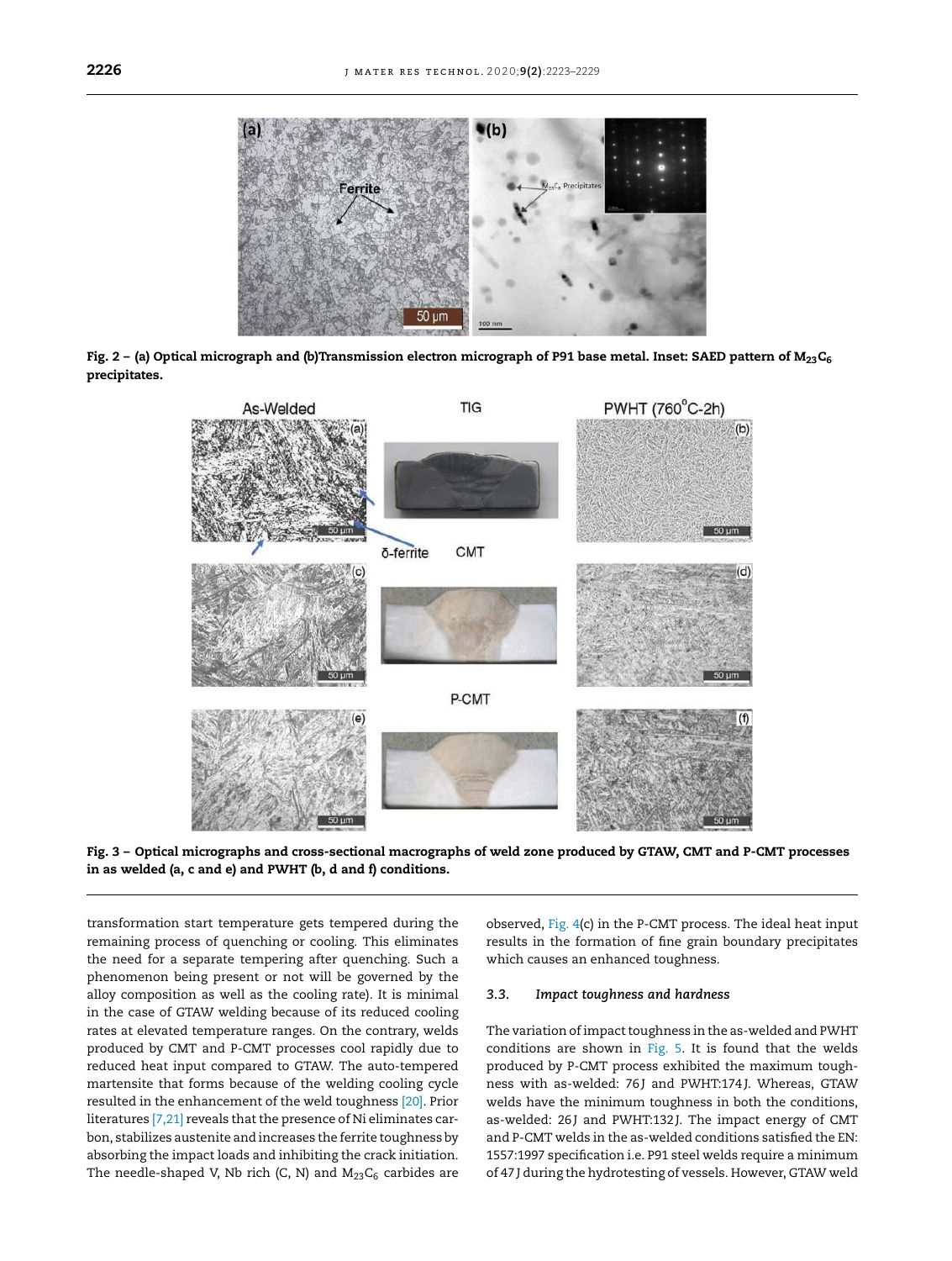Fig. 2 – (a) Optical micrograph and (b)Transmission electron micrograph of P91 base metal. Inset: SAED pattern of $M_{23}C_6$ precipitates.

Fig. 3 – Optical micrographs and cross-sectional macrographs of weld zone produced by GTAW, CMT and P-CMT processes in as welded (a, c and e) and PWHT (b, d and f) conditions.

transformation start temperature gets tempered during the remaining process of quenching or cooling. This eliminates the need for a separate tempering after quenching. Such a phenomenon being present or not will be governed by the alloy composition as well as the cooling rate). It is minimal in the case of GTAW welding because of its reduced cooling rates at elevated temperature ranges. On the contrary, welds produced by CMT and P-CMT processes cool rapidly due to reduced heat input compared to GTAW. The auto-tempered martensite that forms because of the welding cooling cycle resulted in the enhancement of the weld toughness [20]. Prior literatures [7,21] reveals that the presence of Ni eliminates carbon, stabilizes austenite and increases the ferrite toughness by absorbing the impact loads and inhibiting the crack initiation. The needle-shaped V, Nb rich (C, N) and $M_{23}C_6$ carbides are observed, Fig. 4(c) in the P-CMT process. The ideal heat input results in the formation of fine grain boundary precipitates which causes an enhanced toughness.

### 3.3. Impact toughness and hardness

The variation of impact toughness in the as-welded and PWHT conditions are shown in Fig. 5. It is found that the welds produced by P-CMT process exhibited the maximum toughness with as-welded: 76 J and PWHT:174 J. Whereas, GTAW welds have the minimum toughness in both the conditions, as-welded: 26 J and PWHT:132 J. The impact energy of CMT and P-CMT welds in the as-welded conditions satisfied the EN: 1557:1997 specification i.e. P91 steel welds require a minimum of 47 J during the hydrotesting of vessels. However, GTAW weld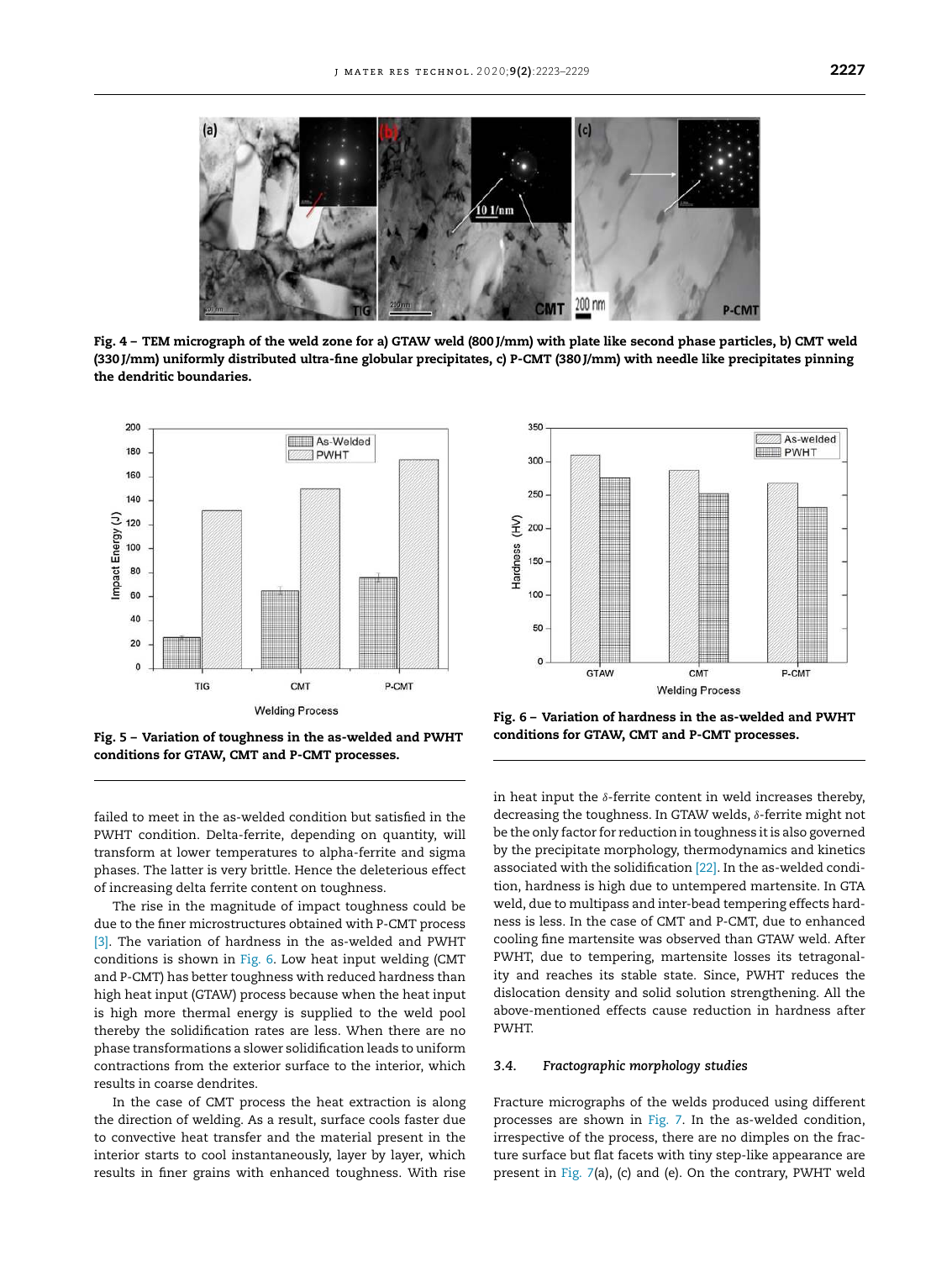Fig. 4 – TEM micrograph of the weld zone for a) GTAW weld (800 J/mm) with plate like second phase particles, b) CMT weld (330 J/mm) uniformly distributed ultra-fine globular precipitates, c) P-CMT (380 J/mm) with needle like precipitates pinning the dendritic boundaries.

Fig. 5 – Variation of toughness in the as-welded and PWHT conditions for GTAW, CMT and P-CMT processes.

Fig. 6 – Variation of hardness in the as-welded and PWHT conditions for GTAW, CMT and P-CMT processes.

failed to meet in the as-welded condition but satisfied in the PWHT condition. Delta-ferrite, depending on quantity, will transform at lower temperatures to alpha-ferrite and sigma phases. The latter is very brittle. Hence the deleterious effect of increasing delta ferrite content on toughness.

The rise in the magnitude of impact toughness could be due to the finer microstructures obtained with P-CMT process [3]. The variation of hardness in the as-welded and PWHT conditions is shown in Fig. 6. Low heat input welding (CMT and P-CMT) has better toughness with reduced hardness than high heat input (GTAW) process because when the heat input is high more thermal energy is supplied to the weld pool thereby the solidification rates are less. When there are no phase transformations a slower solidification leads to uniform contractions from the exterior surface to the interior, which results in coarse dendrites.

In the case of CMT process the heat extraction is along the direction of welding. As a result, surface cools faster due to convective heat transfer and the material present in the interior starts to cool instantaneously, layer by layer, which results in finer grains with enhanced toughness. With rise in heat input the $\delta$-ferrite content in weld increases thereby, decreasing the toughness. In GTAW welds, $\delta$-ferrite might not be the only factor for reduction in toughness it is also governed by the precipitate morphology, thermodynamics and kinetics associated with the solidification [22]. In the as-welded condition, hardness is high due to untempered martensite. In GTA weld, due to multipass and inter-bead tempering effects hardness is less. In the case of CMT and P-CMT, due to enhanced cooling fine martensite was observed than GTAW weld. After PWHT, due to tempering, martensite losses its tetragonality and reaches its stable state. Since, PWHT reduces the dislocation density and solid solution strengthening. All the above-mentioned effects cause reduction in hardness after PWHT.

### 3.4. *Fractographic morphology studies*

Fracture micrographs of the welds produced using different processes are shown in Fig. 7. In the as-welded condition, irrespective of the process, there are no dimples on the fracture surface but flat facets with tiny step-like appearance are present in Fig. 7(a), (c) and (e). On the contrary, PWHT weld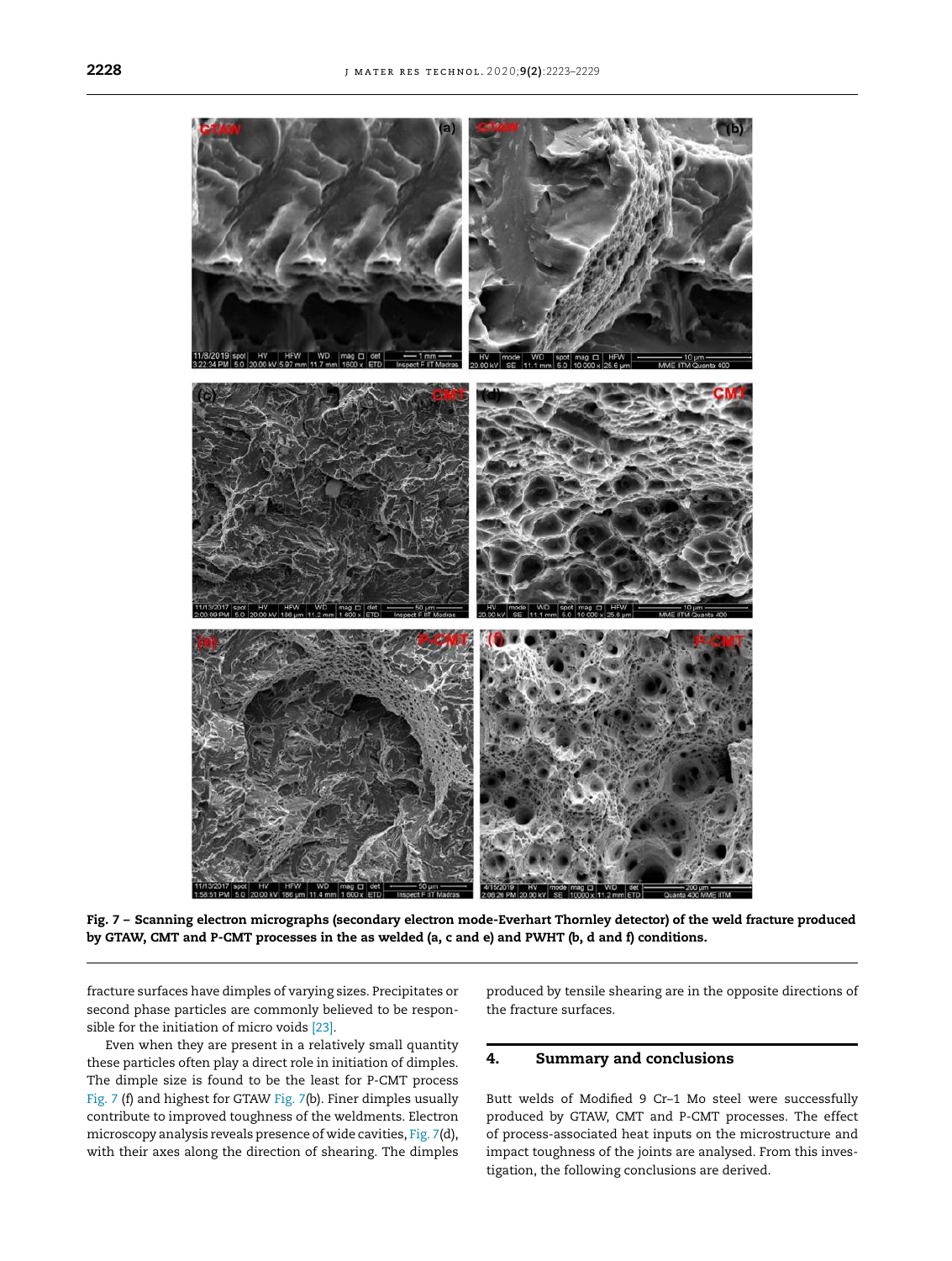Fig. 7 – Scanning electron micrographs (secondary electron mode-Everhart Thornley detector) of the weld fracture produced by GTAW, CMT and P-CMT processes in the as welded (a, c and e) and PWHT (b, d and f) conditions.

fracture surfaces have dimples of varying sizes. Precipitates or second phase particles are commonly believed to be responsible for the initiation of micro voids [23].

Even when they are present in a relatively small quantity these particles often play a direct role in initiation of dimples. The dimple size is found to be the least for P-CMT process Fig. 7 (f) and highest for GTAW Fig. 7(b). Finer dimples usually contribute to improved toughness of the weldments. Electron microscopy analysis reveals presence of wide cavities, Fig. 7(d), with their axes along the direction of shearing. The dimples produced by tensile shearing are in the opposite directions of the fracture surfaces.

## 4. Summary and conclusions

Butt welds of Modified 9 Cr–1 Mo steel were successfully produced by GTAW, CMT and P-CMT processes. The effect of process-associated heat inputs on the microstructure and impact toughness of the joints are analysed. From this investigation, the following conclusions are derived.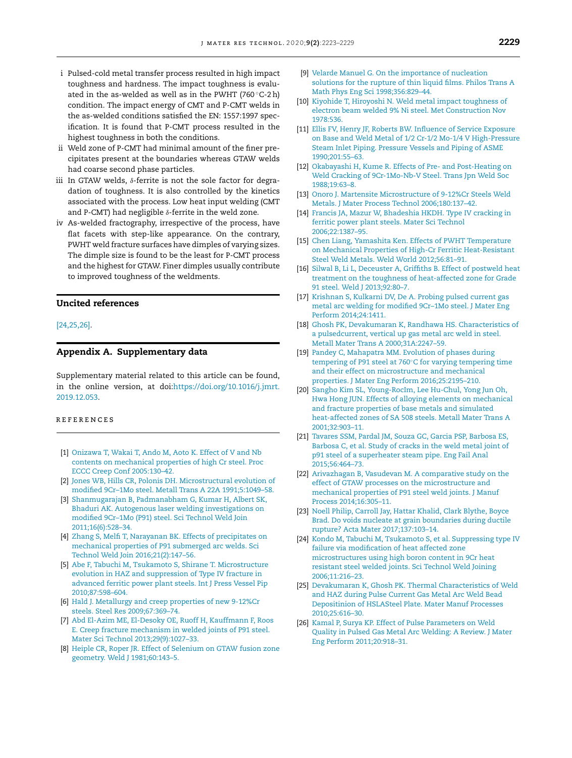i Pulsed-cold metal transfer process resulted in high impact toughness and hardness. The impact toughness is evaluated in the as-welded as well as in the PWHT (760 °C-2 h) condition. The impact energy of CMT and P-CMT welds in the as-welded conditions satisfied the EN: 1557:1997 specification. It is found that P-CMT process resulted in the highest toughness in both the conditions.

ii Weld zone of P-CMT had minimal amount of the finer precipitates present at the boundaries whereas GTAW welds had coarse second phase particles.

iii In GTAW welds, δ-ferrite is not the sole factor for degradation of toughness. It is also controlled by the kinetics associated with the process. Low heat input welding (CMT and P-CMT) had negligible δ-ferrite in the weld zone.

iv As-welded fractography, irrespective of the process, have flat facets with step-like appearance. On the contrary, PWHT weld fracture surfaces have dimples of varying sizes. The dimple size is found to be the least for P-CMT process and the highest for GTAW. Finer dimples usually contribute to improved toughness of the weldments.

## Uncited references

[24,25,26].

## Appendix A. Supplementary data

Supplementary material related to this article can be found, in the online version, at doi:https://doi.org/10.1016/j.jmrt.2019.12.053.

## REFERENCES

[1] Onizawa T, Wakai T, Ando M, Aoto K. Effect of V and Nb contents on mechanical properties of high Cr steel. Proc ECCC Creep Conf 2005:130–42.

[2] Jones WB, Hills CR, Polonis DH. Microstructural evolution of modified 9Cr–1Mo steel. Metall Trans A 22A 1991;5:1049–58.

[3] Shanmugarajan B, Padmanabham G, Kumar H, Albert SK, Bhaduri AK. Autogenous laser welding investigations on modified 9Cr–1Mo (P91) steel. Sci Technol Weld Join 2011;16(6):528–34.

[4] Zhang S, Melfi T, Narayanan BK. Effects of precipitates on mechanical properties of P91 submerged arc welds. Sci Technol Weld Join 2016;21(2):147–56.

[5] Abe F, Tabuchi M, Tsukamoto S, Shirane T. Microstructure evolution in HAZ and suppression of Type IV fracture in advanced ferritic power plant steels. Int J Press Vessel Pip 2010;87:598–604.

[6] Hald J. Metallurgy and creep properties of new 9-12%Cr steels. Steel Res 2009;67:369–74.

[7] Abd El-Azim ME, El-Desoky OE, Ruoff H, Kauffmann F, Roos E. Creep fracture mechanism in welded joints of P91 steel. Mater Sci Technol 2013;29(9):1027–33.

[8] Heiple CR, Roper JR. Effect of Selenium on GTAW fusion zone geometry. Weld J 1981;60:143–5.

[9] Velarde Manuel G. On the importance of nucleation solutions for the rupture of thin liquid films. Philos Trans A Math Phys Eng Sci 1998;356:829–44.

[10] Kiyohide T, Hiroyoshi N. Weld metal impact toughness of electron beam welded 9% Ni steel. Met Construction Nov 1978:536.

[11] Ellis FV, Henry JF, Roberts BW. Influence of Service Exposure on Base and Weld Metal of 1/2 Cr-1/2 Mo-1/4 V High-Pressure Steam Inlet Piping. Pressure Vessels and Piping of ASME 1990;201:55–63.

[12] Okabayashi H, Kume R. Effects of Pre- and Post-Heating on Weld Cracking of 9Cr-1Mo-Nb-V Steel. Trans Jpn Weld Soc 1988;19:63–8.

[13] Onoro J. Martensite Microstructure of 9-12%Cr Steels Weld Metals. J Mater Process Technol 2006;180:137–42.

[14] Francis JA, Mazur W, Bhadeshia HKDH. Type IV cracking in ferritic power plant steels. Mater Sci Technol 2006;22:1387–95.

[15] Chen Liang, Yamashita Ken. Effects of PWHT Temperature on Mechanical Properties of High-Cr Ferritic Heat-Resistant Steel Weld Metals. Weld World 2012;56:81–91.

[16] Silwal B, Li L, Deceuster A, Griffiths B. Effect of postweld heat treatment on the toughness of heat-affected zone for Grade 91 steel. Weld J 2013;92:80–7.

[17] Krishnan S, Kulkarni DV, De A. Probing pulsed current gas metal arc welding for modified 9Cr–1Mo steel. J Mater Eng Perform 2014;24:1411.

[18] Ghosh PK, Devakumaran K, Randhawa HS. Characteristics of a pulsedcurrent, vertical up gas metal arc weld in steel. Metall Mater Trans A 2000;31A:2247–59.

[19] Pandey C, Mahapatra MM. Evolution of phases during tempering of P91 steel at 760°C for varying tempering time and their effect on microstructure and mechanical properties. J Mater Eng Perform 2016;25:2195–210.

[20] Sangho Kim SL, Young-RocIm, Lee Hu-Chul, Yong Jun Oh, Hwa Hong JUN. Effects of alloying elements on mechanical and fracture properties of base metals and simulated heat-affected zones of SA 508 steels. Metall Mater Trans A 2001;32:903–11.

[21] Tavares SSM, Pardal JM, Souza GC, Garcia PSP, Barbosa ES, Barbosa C, et al. Study of cracks in the weld metal joint of p91 steel of a superheater steam pipe. Eng Fail Anal 2015;56:464–73.

[22] Arivazhagan B, Vasudevan M. A comparative study on the effect of GTAW processes on the microstructure and mechanical properties of P91 steel weld joints. J Manuf Process 2014;16:305–11.

[23] Noell Philip, Carroll Jay, Hattar Khalid, Clark Blythe, Boyce Brad. Do voids nucleate at grain boundaries during ductile rupture? Acta Mater 2017;137:103–14.

[24] Kondo M, Tabuchi M, Tsukamoto S, et al. Suppressing type IV failure via modification of heat affected zone microstructures using high boron content in 9Cr heat resistant steel welded joints. Sci Technol Weld Joining 2006;11:216–23.

[25] Devakumaran K, Ghosh PK. Thermal Characteristics of Weld and HAZ during Pulse Current Gas Metal Arc Weld Bead Depositinion of HSLASteel Plate. Mater Manuf Processes 2010;25:616–30.

[26] Kamal P, Surya KP. Effect of Pulse Parameters on Weld Quality in Pulsed Gas Metal Arc Welding: A Review. J Mater Eng Perform 2011;20:918–31.